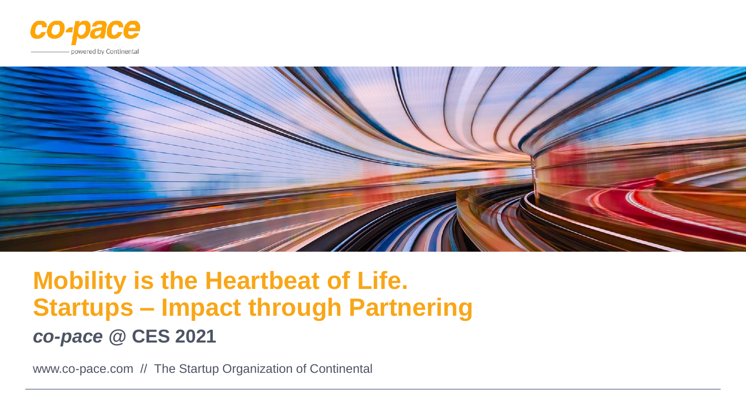co-pace

powered by Continental

# Mobility is the Heartbeat of Life.
# Startups – Impact through Partnering

## *co-pace* @ CES 2021

www.co-pace.com // The Startup Organization of Continental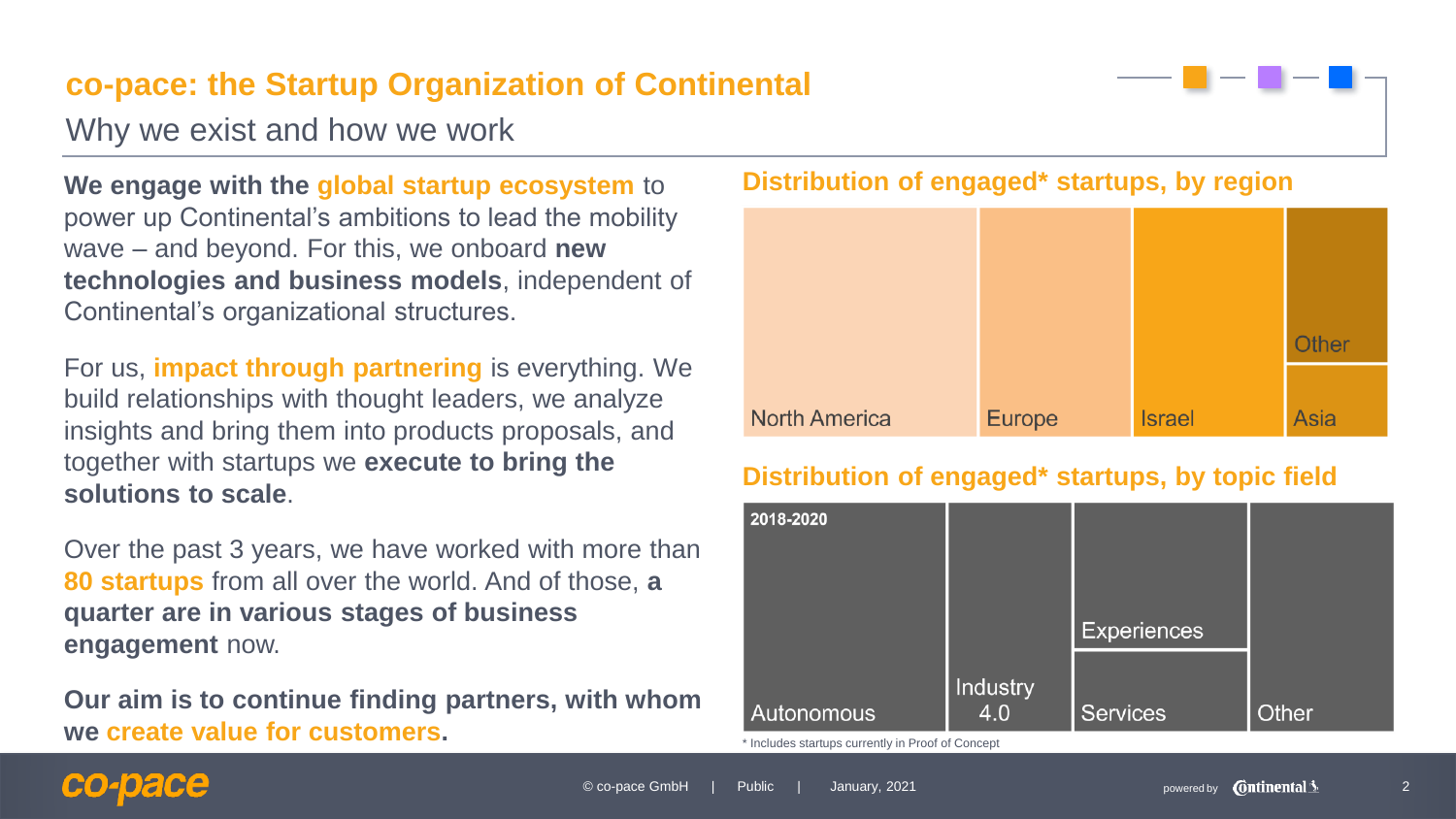# co-pace: the Startup Organization of Continental

## Why we exist and how we work

**We engage with the global startup ecosystem** to power up Continental's ambitions to lead the mobility wave – and beyond. For this, we onboard **new technologies and business models**, independent of Continental's organizational structures.

For us, **impact through partnering** is everything. We build relationships with thought leaders, we analyze insights and bring them into products proposals, and together with startups we **execute to bring the solutions to scale**.

Over the past 3 years, we have worked with more than **80 startups** from all over the world. And of those, **a quarter are in various stages of business engagement** now.

**Our aim is to continue finding partners, with whom we create value for customers.**

### Distribution of engaged* startups, by region

North America

Europe

Israel

Other

Asia

### Distribution of engaged* startups, by topic field

2018-2020

Autonomous

Industry 4.0

Experiences

Services

Other

* Includes startups currently in Proof of Concept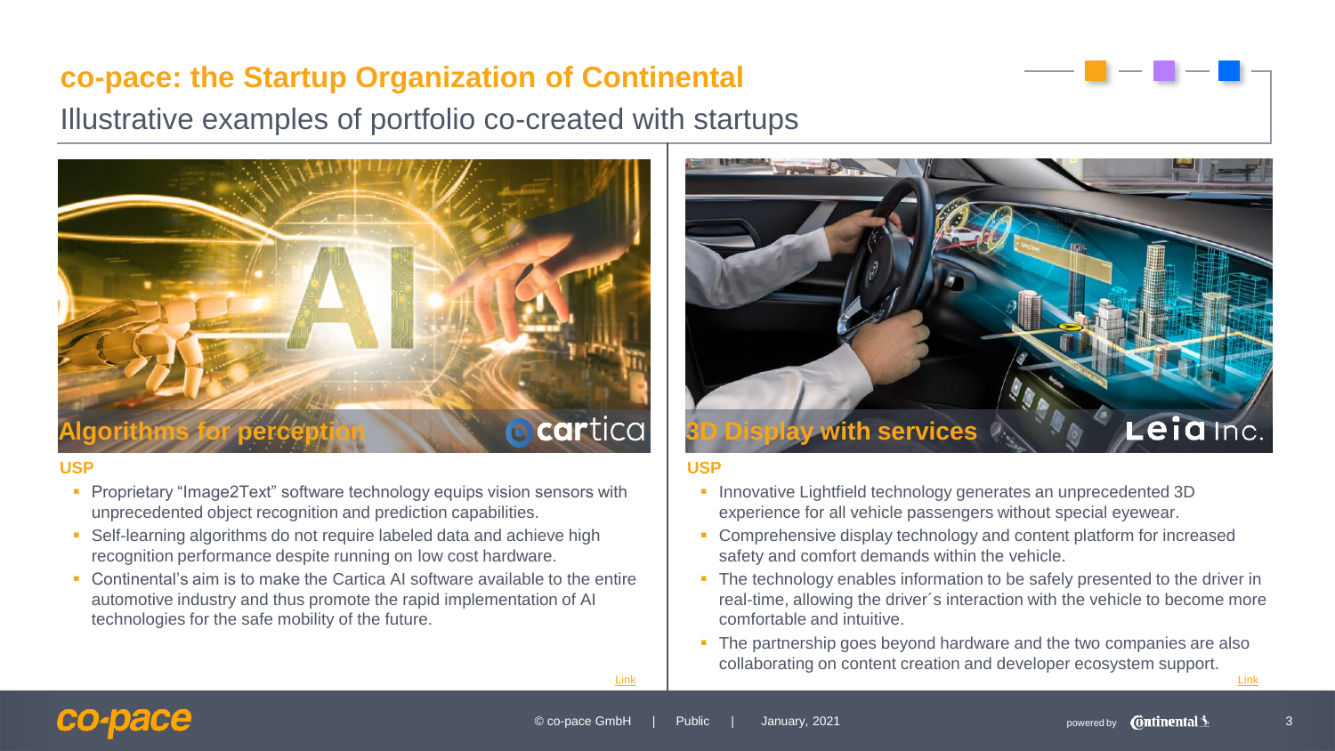# co-pace: the Startup Organization of Continental

Illustrative examples of portfolio co-created with startups

## Algorithms for perception

cartica

**USP**

- Proprietary “Image2Text” software technology equips vision sensors with unprecedented object recognition and prediction capabilities.
- Self-learning algorithms do not require labeled data and achieve high recognition performance despite running on low cost hardware.
- Continental’s aim is to make the Cartica AI software available to the entire automotive industry and thus promote the rapid implementation of AI technologies for the safe mobility of the future.

Link

## 3D Display with services

Leia Inc.

**USP**

- Innovative Lightfield technology generates an unprecedented 3D experience for all vehicle passengers without special eyewear.
- Comprehensive display technology and content platform for increased safety and comfort demands within the vehicle.
- The technology enables information to be safely presented to the driver in real-time, allowing the driver´s interaction with the vehicle to become more comfortable and intuitive.
- The partnership goes beyond hardware and the two companies are also collaborating on content creation and developer ecosystem support.

Link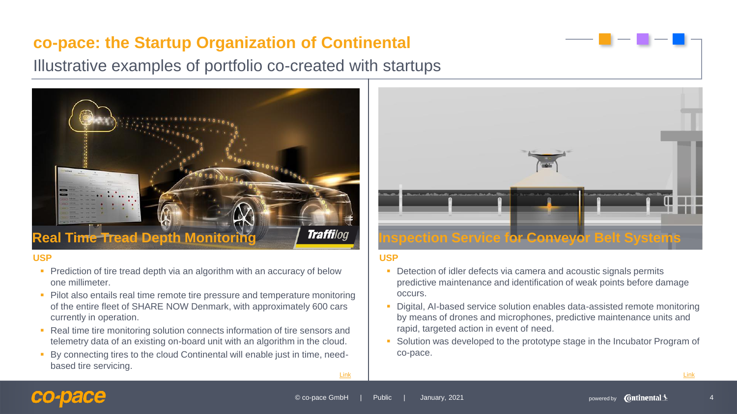# co-pace: the Startup Organization of Continental

## Illustrative examples of portfolio co-created with startups

### Real Time Tread Depth Monitoring

Traffilog

**USP**

- Prediction of tire tread depth via an algorithm with an accuracy of below one millimeter.
- Pilot also entails real time remote tire pressure and temperature monitoring of the entire fleet of SHARE NOW Denmark, with approximately 600 cars currently in operation.
- Real time tire monitoring solution connects information of tire sensors and telemetry data of an existing on-board unit with an algorithm in the cloud.
- By connecting tires to the cloud Continental will enable just in time, need-based tire servicing.

Link

### Inspection Service for Conveyor Belt Systems

**USP**

- Detection of idler defects via camera and acoustic signals permits predictive maintenance and identification of weak points before damage occurs.
- Digital, AI-based service solution enables data-assisted remote monitoring by means of drones and microphones, predictive maintenance units and rapid, targeted action in event of need.
- Solution was developed to the prototype stage in the Incubator Program of co-pace.

Link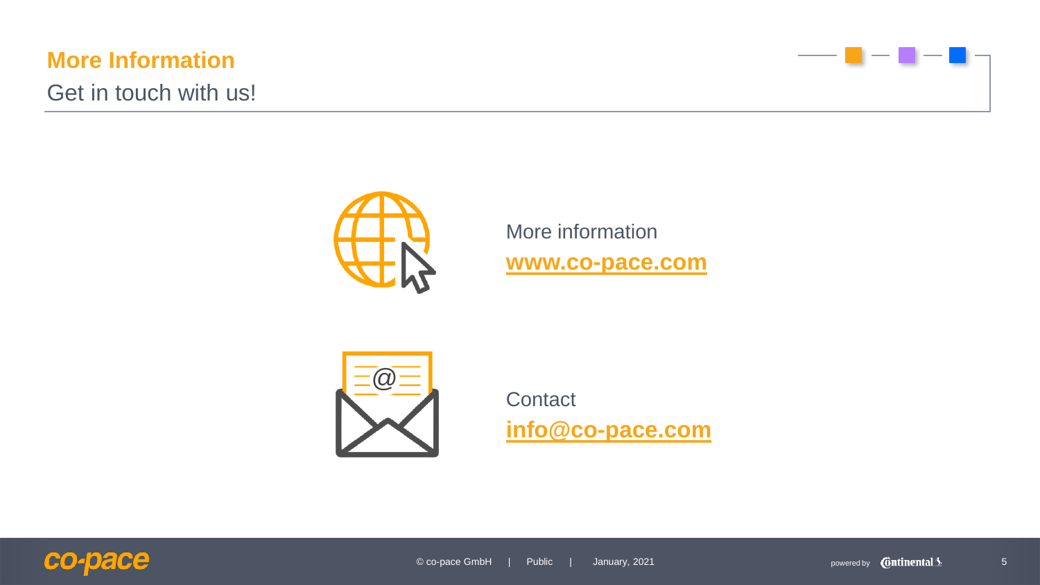## More Information

Get in touch with us!

More information
**www.co-pace.com**

Contact
**info@co-pace.com**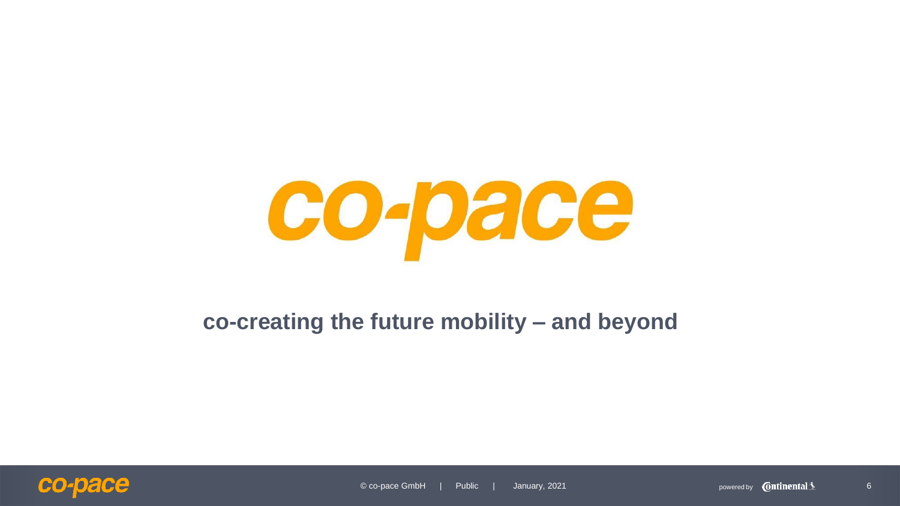# co-pace

**co-creating the future mobility – and beyond**